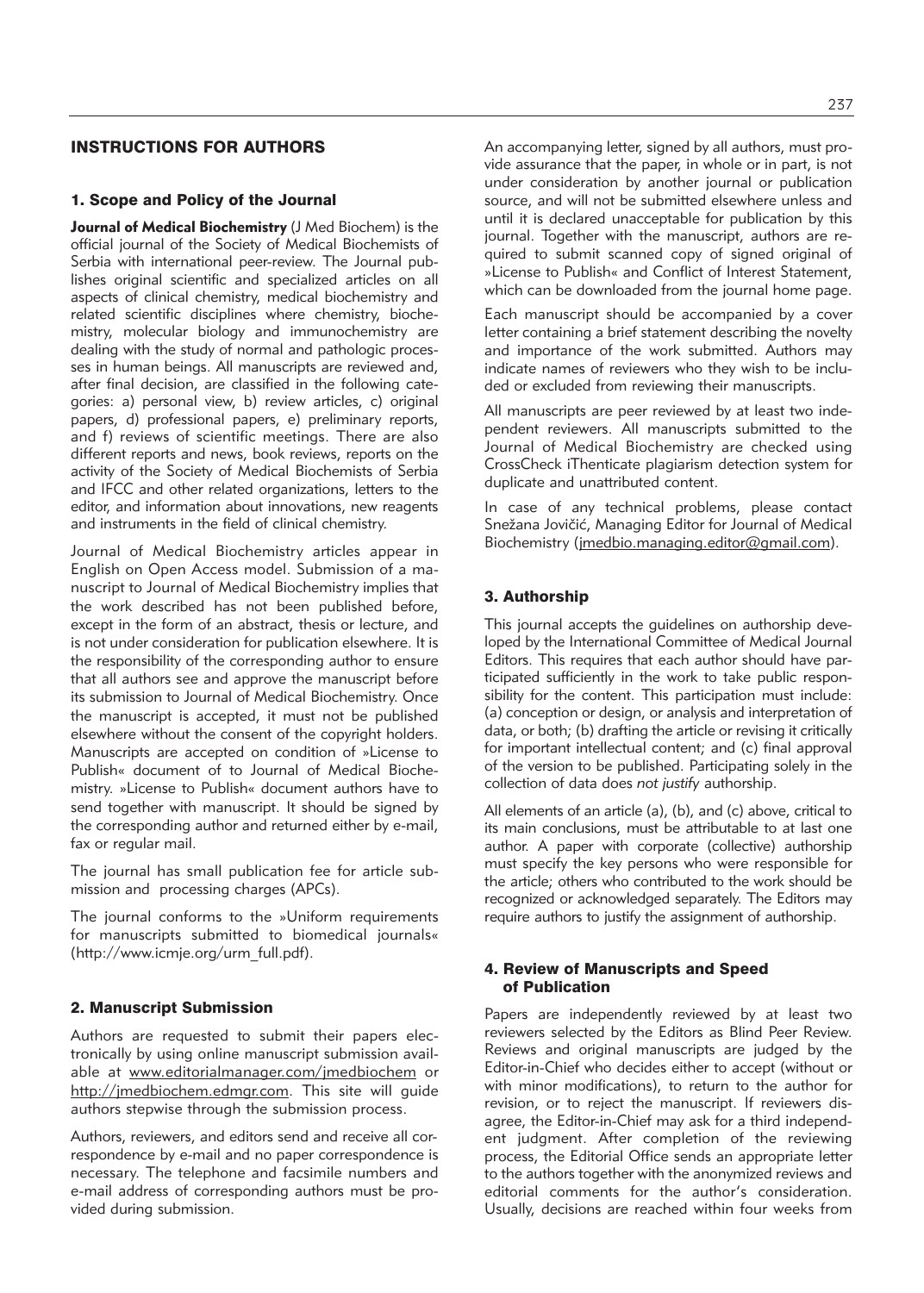# INSTRUCTIONS FOR AUTHORS

## 1. Scope and Policy of the Journal

**Journal of Medical Biochemistry** (J Med Biochem) is the official journal of the Society of Medical Biochemists of Serbia with international peer-review. The Journal publishes original scientific and specialized articles on all aspects of clinical chemistry, medical biochemistry and related scientific disciplines where chemistry, biochemistry, molecular biology and immunochemistry are dealing with the study of normal and pathologic processes in human beings. All manuscripts are reviewed and, after final decision, are classified in the following categories: a) personal view, b) review articles, c) original papers, d) professional papers, e) preliminary reports, and f) reviews of scientific meetings. There are also different reports and news, book reviews, reports on the activity of the Society of Medical Biochemists of Serbia and IFCC and other related organizations, letters to the editor, and information about innovations, new reagents and instruments in the field of clinical chemistry.

Journal of Medical Biochemistry articles appear in English on Open Access model. Submission of a manuscript to Journal of Medical Biochemistry implies that the work described has not been published before, except in the form of an abstract, thesis or lecture, and is not under consideration for publication elsewhere. It is the responsibility of the corresponding author to ensure that all authors see and approve the manuscript before its submission to Journal of Medical Biochemistry. Once the manuscript is accepted, it must not be published elsewhere without the consent of the copyright holders. Manuscripts are accepted on condition of »License to Publish« document of to Journal of Medical Biochemistry. »License to Publish« document authors have to send together with manuscript. It should be signed by the corresponding author and returned either by e-mail, fax or regular mail.

The journal has small publication fee for article submission and processing charges (APCs).

The journal conforms to the »Uniform requirements for manuscripts submitted to biomedical journals« (http://www.icmje.org/urm_full.pdf).

## 2. Manuscript Submission

Authors are requested to submit their papers electronically by using online manuscript submission available at www.editorialmanager.com/jmedbiochem or http://jmedbiochem.edmgr.com. This site will guide authors stepwise through the submission process.

Authors, reviewers, and editors send and receive all correspondence by e-mail and no paper correspondence is necessary. The telephone and facsimile numbers and e-mail address of corresponding authors must be provided during submission.

An accompanying letter, signed by all authors, must provide assurance that the paper, in whole or in part, is not under consideration by another journal or publication source, and will not be submitted elsewhere unless and until it is declared unacceptable for publication by this journal. Together with the manuscript, authors are required to submit scanned copy of signed original of »License to Publish« and Conflict of Interest Statement, which can be downloaded from the journal home page.

Each manuscript should be accompanied by a cover letter containing a brief statement describing the novelty and importance of the work submitted. Authors may indicate names of reviewers who they wish to be included or excluded from reviewing their manuscripts.

All manuscripts are peer reviewed by at least two independent reviewers. All manuscripts submitted to the Journal of Medical Biochemistry are checked using CrossCheck iThenticate plagiarism detection system for duplicate and unattributed content.

In case of any technical problems, please contact Snežana Jovičić, Managing Editor for Journal of Medical Biochemistry (jmedbio.managing.editor@gmail.com).

## 3. Authorship

This journal accepts the guidelines on authorship developed by the International Committee of Medical Journal Editors. This requires that each author should have participated sufficiently in the work to take public responsibility for the content. This participation must include: (a) conception or design, or analysis and interpretation of data, or both; (b) drafting the article or revising it critically for important intellectual content; and (c) final approval of the version to be published. Participating solely in the collection of data does *not justify* authorship.

All elements of an article (a), (b), and (c) above, critical to its main conclusions, must be attributable to at last one author. A paper with corporate (collective) authorship must specify the key persons who were responsible for the article; others who contributed to the work should be recognized or acknowledged separately. The Editors may require authors to justify the assignment of authorship.

## 4. Review of Manuscripts and Speed of Publication

Papers are independently reviewed by at least two reviewers selected by the Editors as Blind Peer Review. Reviews and original manuscripts are judged by the Editor-in-Chief who decides either to accept (without or with minor modifications), to return to the author for revision, or to reject the manuscript. If reviewers disagree, the Editor-in-Chief may ask for a third independent judgment. After completion of the reviewing process, the Editorial Office sends an appropriate letter to the authors together with the anonymized reviews and editorial comments for the author's consideration. Usually, decisions are reached within four weeks from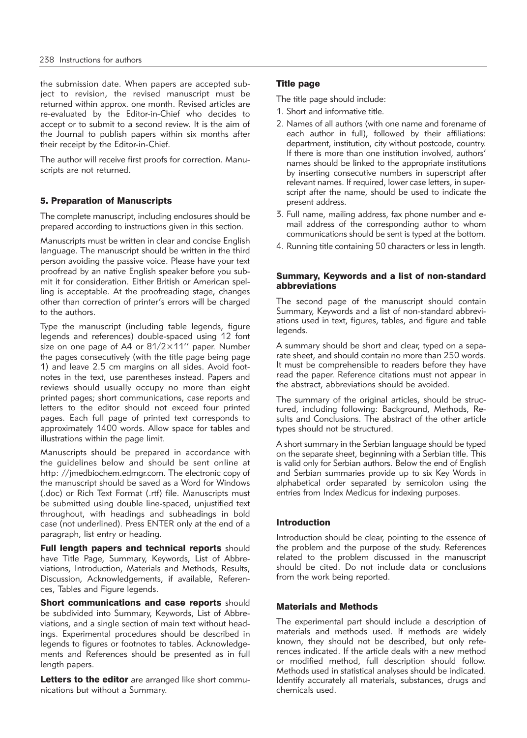the submission date. When papers are accepted subject to revision, the revised manuscript must be returned within approx. one month. Revised articles are re-evaluated by the Editor-in-Chief who decides to accept or to submit to a second review. It is the aim of the Journal to publish papers within six months after their receipt by the Editor-in-Chief.

The author will receive first proofs for correction. Manuscripts are not returned.

## 5. Preparation of Manuscripts

The complete manuscript, including enclosures should be prepared according to instructions given in this section.

Manuscripts must be written in clear and concise English language. The manuscript should be written in the third person avoiding the passive voice. Please have your text proofread by an native English speaker before you submit it for consideration. Either British or American spelling is acceptable. At the proofreading stage, changes other than correction of printer's errors will be charged to the authors.

Type the manuscript (including table legends, figure legends and references) double-spaced using 12 font size on one page of A4 or 81/2×11'' paper. Number the pages consecutively (with the title page being page 1) and leave 2.5 cm margins on all sides. Avoid footnotes in the text, use parentheses instead. Papers and reviews should usually occupy no more than eight printed pages; short communications, case reports and letters to the editor should not exceed four printed pages. Each full page of printed text corresponds to approximately 1400 words. Allow space for tables and illustrations within the page limit.

Manuscripts should be prepared in accordance with the guidelines below and should be sent online at http: //jmedbiochem.edmgr.com. The electronic copy of the manuscript should be saved as a Word for Windows (.doc) or Rich Text Format (.rtf) file. Manuscripts must be submitted using double line-spaced, unjustified text throughout, with headings and subheadings in bold case (not underlined). Press ENTER only at the end of a paragraph, list entry or heading.

**Full length papers and technical reports** should have Title Page, Summary, Keywords, List of Abbreviations, Introduction, Materials and Methods, Results, Discussion, Acknowledgements, if available, References, Tables and Figure legends.

**Short communications and case reports** should be subdivided into Summary, Keywords, List of Abbreviations, and a single section of main text without headings. Experimental procedures should be described in legends to figures or footnotes to tables. Acknowledgements and References should be presented as in full length papers.

**Letters to the editor** are arranged like short communications but without a Summary.

### Title page

The title page should include:

1. Short and informative title.
2. Names of all authors (with one name and forename of each author in full), followed by their affiliations: department, institution, city without postcode, country. If there is more than one institution involved, authors' names should be linked to the appropriate institutions by inserting consecutive numbers in superscript after relevant names. If required, lower case letters, in superscript after the name, should be used to indicate the present address.
3. Full name, mailing address, fax phone number and e-mail address of the corresponding author to whom communications should be sent is typed at the bottom.
4. Running title containing 50 characters or less in length.

### Summary, Keywords and a list of non-standard abbreviations

The second page of the manuscript should contain Summary, Keywords and a list of non-standard abbreviations used in text, figures, tables, and figure and table legends.

A summary should be short and clear, typed on a separate sheet, and should contain no more than 250 words. It must be comprehensible to readers before they have read the paper. Reference citations must not appear in the abstract, abbreviations should be avoided.

The summary of the original articles, should be structured, including following: Background, Methods, Results and Conclusions. The abstract of the other article types should not be structured.

A short summary in the Serbian language should be typed on the separate sheet, beginning with a Serbian title. This is valid only for Serbian authors. Below the end of English and Serbian summaries provide up to six Key Words in alphabetical order separated by semicolon using the entries from Index Medicus for indexing purposes.

### Introduction

Introduction should be clear, pointing to the essence of the problem and the purpose of the study. References related to the problem discussed in the manuscript should be cited. Do not include data or conclusions from the work being reported.

### Materials and Methods

The experimental part should include a description of materials and methods used. If methods are widely known, they should not be described, but only references indicated. If the article deals with a new method or modified method, full description should follow. Methods used in statistical analyses should be indicated. Identify accurately all materials, substances, drugs and chemicals used.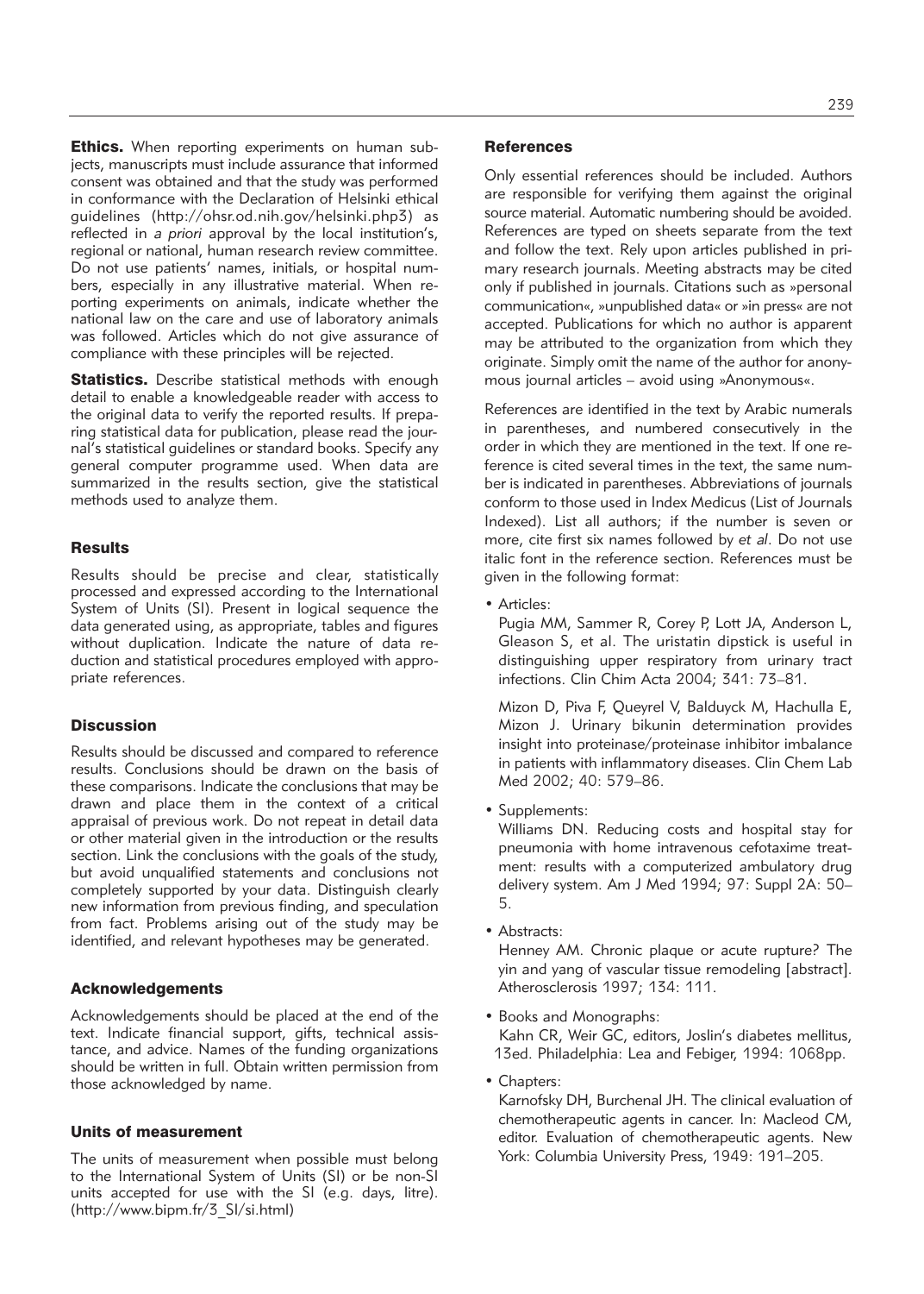**Ethics.** When reporting experiments on human subjects, manuscripts must include assurance that informed consent was obtained and that the study was performed in conformance with the Declaration of Helsinki ethical guidelines (http://ohsr.od.nih.gov/helsinki.php3) as reflected in *a priori* approval by the local institution's, regional or national, human research review committee. Do not use patients' names, initials, or hospital numbers, especially in any illustrative material. When reporting experiments on animals, indicate whether the national law on the care and use of laboratory animals was followed. Articles which do not give assurance of compliance with these principles will be rejected.

**Statistics.** Describe statistical methods with enough detail to enable a knowledgeable reader with access to the original data to verify the reported results. If preparing statistical data for publication, please read the journal's statistical guidelines or standard books. Specify any general computer programme used. When data are summarized in the results section, give the statistical methods used to analyze them.

## Results

Results should be precise and clear, statistically processed and expressed according to the International System of Units (SI). Present in logical sequence the data generated using, as appropriate, tables and figures without duplication. Indicate the nature of data reduction and statistical procedures employed with appropriate references.

## Discussion

Results should be discussed and compared to reference results. Conclusions should be drawn on the basis of these comparisons. Indicate the conclusions that may be drawn and place them in the context of a critical appraisal of previous work. Do not repeat in detail data or other material given in the introduction or the results section. Link the conclusions with the goals of the study, but avoid unqualified statements and conclusions not completely supported by your data. Distinguish clearly new information from previous finding, and speculation from fact. Problems arising out of the study may be identified, and relevant hypotheses may be generated.

## Acknowledgements

Acknowledgements should be placed at the end of the text. Indicate financial support, gifts, technical assistance, and advice. Names of the funding organizations should be written in full. Obtain written permission from those acknowledged by name.

## Units of measurement

The units of measurement when possible must belong to the International System of Units (SI) or be non-SI units accepted for use with the SI (e.g. days, litre). (http://www.bipm.fr/3_SI/si.html)

## References

Only essential references should be included. Authors are responsible for verifying them against the original source material. Automatic numbering should be avoided. References are typed on sheets separate from the text and follow the text. Rely upon articles published in primary research journals. Meeting abstracts may be cited only if published in journals. Citations such as »personal communication«, »unpublished data« or »in press« are not accepted. Publications for which no author is apparent may be attributed to the organization from which they originate. Simply omit the name of the author for anonymous journal articles – avoid using »Anonymous«.

References are identified in the text by Arabic numerals in parentheses, and numbered consecutively in the order in which they are mentioned in the text. If one reference is cited several times in the text, the same number is indicated in parentheses. Abbreviations of journals conform to those used in Index Medicus (List of Journals Indexed). List all authors; if the number is seven or more, cite first six names followed by *et al*. Do not use italic font in the reference section. References must be given in the following format:

- Articles:

  Pugia MM, Sammer R, Corey P, Lott JA, Anderson L, Gleason S, et al. The uristatin dipstick is useful in distinguishing upper respiratory from urinary tract infections. Clin Chim Acta 2004; 341: 73–81.

  Mizon D, Piva F, Queyrel V, Balduyck M, Hachulla E, Mizon J. Urinary bikunin determination provides insight into proteinase/proteinase inhibitor imbalance in patients with inflammatory diseases. Clin Chem Lab Med 2002; 40: 579–86.

- Supplements:

  Williams DN. Reducing costs and hospital stay for pneumonia with home intravenous cefotaxime treatment: results with a computerized ambulatory drug delivery system. Am J Med 1994; 97: Suppl 2A: 50–5.

- Abstracts:

  Henney AM. Chronic plaque or acute rupture? The yin and yang of vascular tissue remodeling [abstract]. Atherosclerosis 1997; 134: 111.

- Books and Monographs:

  Kahn CR, Weir GC, editors, Joslin's diabetes mellitus, 13ed. Philadelphia: Lea and Febiger, 1994: 1068pp.

- Chapters:

  Karnofsky DH, Burchenal JH. The clinical evaluation of chemotherapeutic agents in cancer. In: Macleod CM, editor. Evaluation of chemotherapeutic agents. New York: Columbia University Press, 1949: 191–205.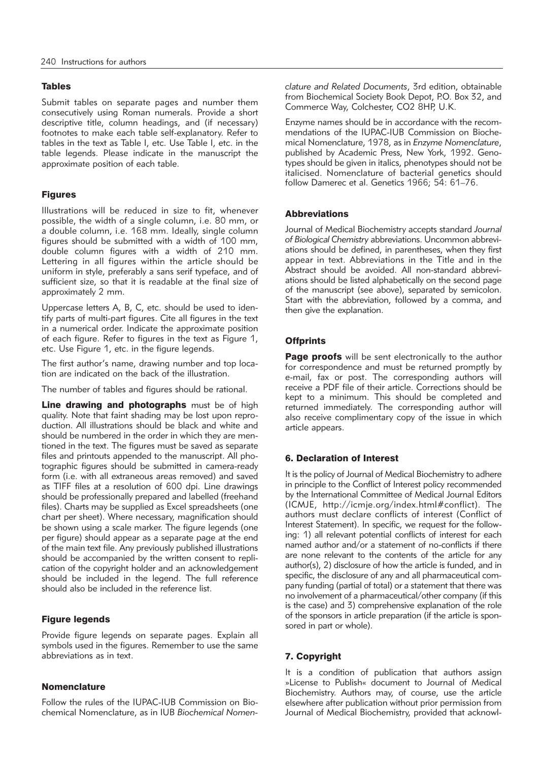## Tables

Submit tables on separate pages and number them consecutively using Roman numerals. Provide a short descriptive title, column headings, and (if necessary) footnotes to make each table self-explanatory. Refer to tables in the text as Table I, etc. Use Table I, etc. in the table legends. Please indicate in the manuscript the approximate position of each table.

## Figures

Illustrations will be reduced in size to fit, whenever possible, the width of a single column, i.e. 80 mm, or a double column, i.e. 168 mm. Ideally, single column figures should be submitted with a width of 100 mm, double column figures with a width of 210 mm. Lettering in all figures within the article should be uniform in style, preferably a sans serif typeface, and of sufficient size, so that it is readable at the final size of approximately 2 mm.

Uppercase letters A, B, C, etc. should be used to identify parts of multi-part figures. Cite all figures in the text in a numerical order. Indicate the approximate position of each figure. Refer to figures in the text as Figure 1, etc. Use Figure 1, etc. in the figure legends.

The first author's name, drawing number and top location are indicated on the back of the illustration.

The number of tables and figures should be rational.

**Line drawing and photographs** must be of high quality. Note that faint shading may be lost upon reproduction. All illustrations should be black and white and should be numbered in the order in which they are mentioned in the text. The figures must be saved as separate files and printouts appended to the manuscript. All photographic figures should be submitted in camera-ready form (i.e. with all extraneous areas removed) and saved as TIFF files at a resolution of 600 dpi. Line drawings should be professionally prepared and labelled (freehand files). Charts may be supplied as Excel spreadsheets (one chart per sheet). Where necessary, magnification should be shown using a scale marker. The figure legends (one per figure) should appear as a separate page at the end of the main text file. Any previously published illustrations should be accompanied by the written consent to replication of the copyright holder and an acknowledgement should be included in the legend. The full reference should also be included in the reference list.

## Figure legends

Provide figure legends on separate pages. Explain all symbols used in the figures. Remember to use the same abbreviations as in text.

## Nomenclature

Follow the rules of the IUPAC-IUB Commission on Biochemical Nomenclature, as in IUB *Biochemical Nomenclature and Related Documents*, 3rd edition, obtainable from Biochemical Society Book Depot, P.O. Box 32, and Commerce Way, Colchester, CO2 8HP, U.K.

Enzyme names should be in accordance with the recommendations of the IUPAC-IUB Commission on Biochemical Nomenclature, 1978, as in *Enzyme Nomenclature*, published by Academic Press, New York, 1992. Genotypes should be given in italics, phenotypes should not be italicised. Nomenclature of bacterial genetics should follow Damerec et al. Genetics 1966; 54: 61–76.

## Abbreviations

Journal of Medical Biochemistry accepts standard *Journal of Biological Chemistry* abbreviations. Uncommon abbreviations should be defined, in parentheses, when they first appear in text. Abbreviations in the Title and in the Abstract should be avoided. All non-standard abbreviations should be listed alphabetically on the second page of the manuscript (see above), separated by semicolon. Start with the abbreviation, followed by a comma, and then give the explanation.

## Offprints

**Page proofs** will be sent electronically to the author for correspondence and must be returned promptly by e-mail, fax or post. The corresponding authors will receive a PDF file of their article. Corrections should be kept to a minimum. This should be completed and returned immediately. The corresponding author will also receive complimentary copy of the issue in which article appears.

## 6. Declaration of Interest

It is the policy of Journal of Medical Biochemistry to adhere in principle to the Conflict of Interest policy recommended by the International Committee of Medical Journal Editors (ICMJE, http://icmje.org/index.html#conflict). The authors must declare conflicts of interest (Conflict of Interest Statement). In specific, we request for the following: 1) all relevant potential conflicts of interest for each named author and/or a statement of no-conflicts if there are none relevant to the contents of the article for any author(s), 2) disclosure of how the article is funded, and in specific, the disclosure of any and all pharmaceutical company funding (partial of total) or a statement that there was no involvement of a pharmaceutical/other company (if this is the case) and 3) comprehensive explanation of the role of the sponsors in article preparation (if the article is sponsored in part or whole).

## 7. Copyright

It is a condition of publication that authors assign »License to Publish« document to Journal of Medical Biochemistry. Authors may, of course, use the article elsewhere after publication without prior permission from Journal of Medical Biochemistry, provided that acknowl-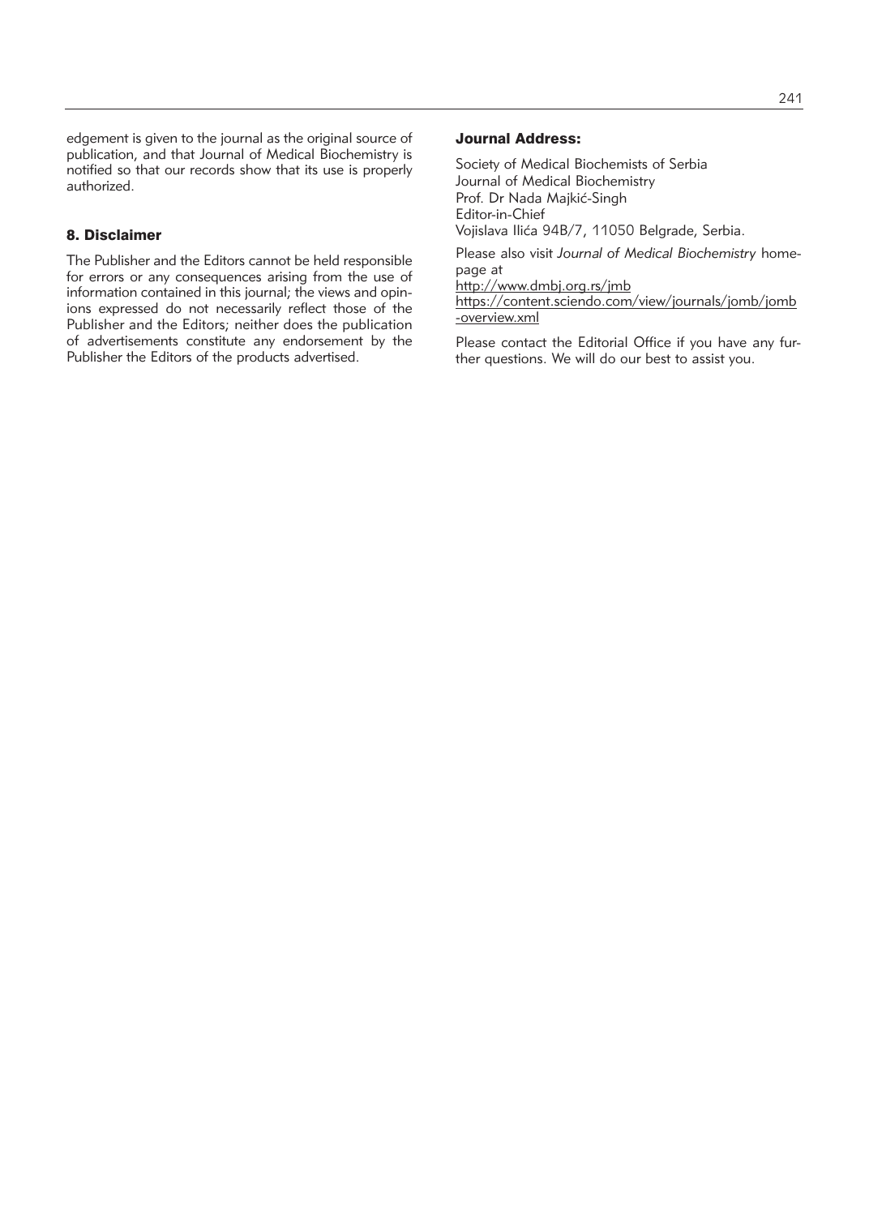edgement is given to the journal as the original source of publication, and that Journal of Medical Biochemistry is notified so that our records show that its use is properly authorized.

## 8. Disclaimer

The Publisher and the Editors cannot be held responsible for errors or any consequences arising from the use of information contained in this journal; the views and opinions expressed do not necessarily reflect those of the Publisher and the Editors; neither does the publication of advertisements constitute any endorsement by the Publisher the Editors of the products advertised.

## Journal Address:

Society of Medical Biochemists of Serbia
Journal of Medical Biochemistry
Prof. Dr Nada Majkić-Singh
Editor-in-Chief
Vojislava Ilića 94B/7, 11050 Belgrade, Serbia.

Please also visit *Journal of Medical Biochemistry* homepage at
http://www.dmbj.org.rs/jmb
https://content.sciendo.com/view/journals/jomb/jomb-overview.xml

Please contact the Editorial Office if you have any further questions. We will do our best to assist you.